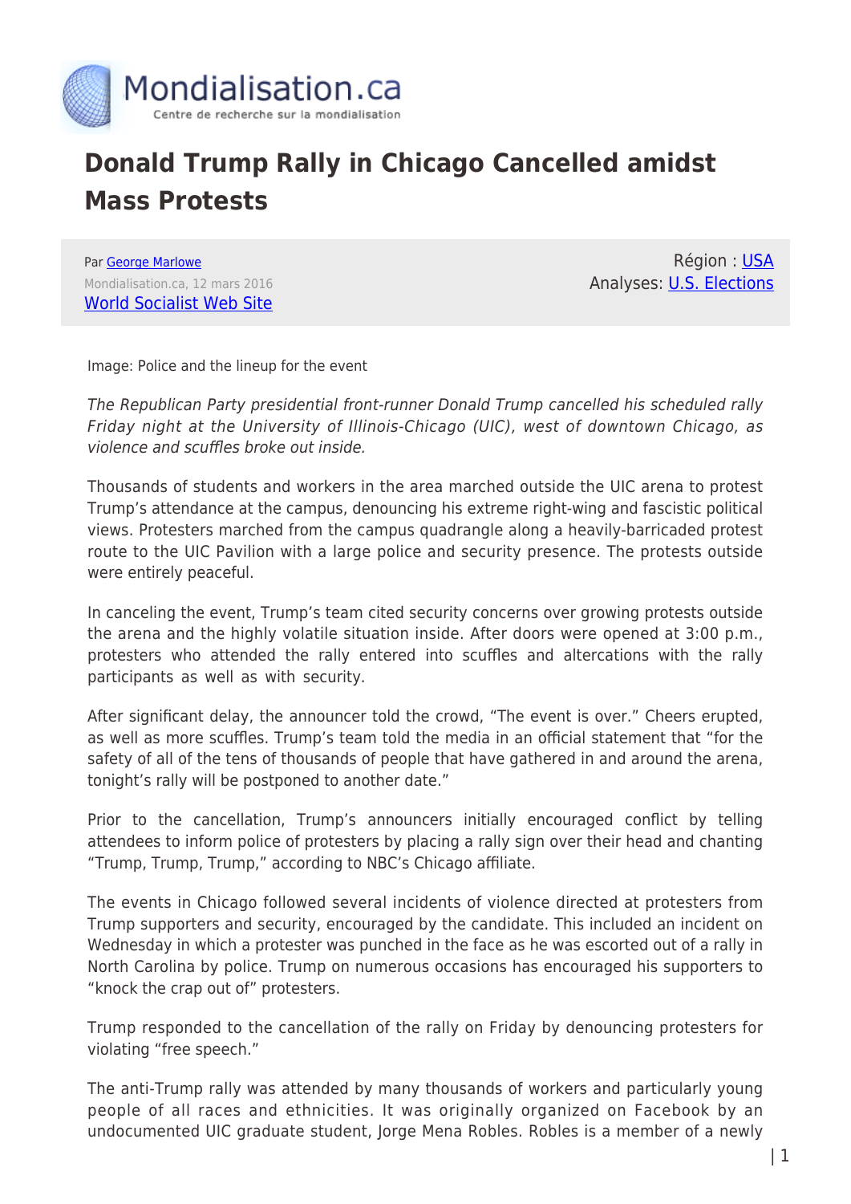# Donald Trump Rally in Chicago Cancelled amidst Mass Protests

Par George Marlowe
Mondialisation.ca, 12 mars 2016
World Socialist Web Site

Région : USA
Analyses: U.S. Elections

Image: Police and the lineup for the event

*The Republican Party presidential front-runner Donald Trump cancelled his scheduled rally Friday night at the University of Illinois-Chicago (UIC), west of downtown Chicago, as violence and scuffles broke out inside.*

Thousands of students and workers in the area marched outside the UIC arena to protest Trump's attendance at the campus, denouncing his extreme right-wing and fascistic political views. Protesters marched from the campus quadrangle along a heavily-barricaded protest route to the UIC Pavilion with a large police and security presence. The protests outside were entirely peaceful.

In canceling the event, Trump's team cited security concerns over growing protests outside the arena and the highly volatile situation inside. After doors were opened at 3:00 p.m., protesters who attended the rally entered into scuffles and altercations with the rally participants as well as with security.

After significant delay, the announcer told the crowd, "The event is over." Cheers erupted, as well as more scuffles. Trump's team told the media in an official statement that "for the safety of all of the tens of thousands of people that have gathered in and around the arena, tonight's rally will be postponed to another date."

Prior to the cancellation, Trump's announcers initially encouraged conflict by telling attendees to inform police of protesters by placing a rally sign over their head and chanting "Trump, Trump, Trump," according to NBC's Chicago affiliate.

The events in Chicago followed several incidents of violence directed at protesters from Trump supporters and security, encouraged by the candidate. This included an incident on Wednesday in which a protester was punched in the face as he was escorted out of a rally in North Carolina by police. Trump on numerous occasions has encouraged his supporters to "knock the crap out of" protesters.

Trump responded to the cancellation of the rally on Friday by denouncing protesters for violating "free speech."

The anti-Trump rally was attended by many thousands of workers and particularly young people of all races and ethnicities. It was originally organized on Facebook by an undocumented UIC graduate student, Jorge Mena Robles. Robles is a member of a newly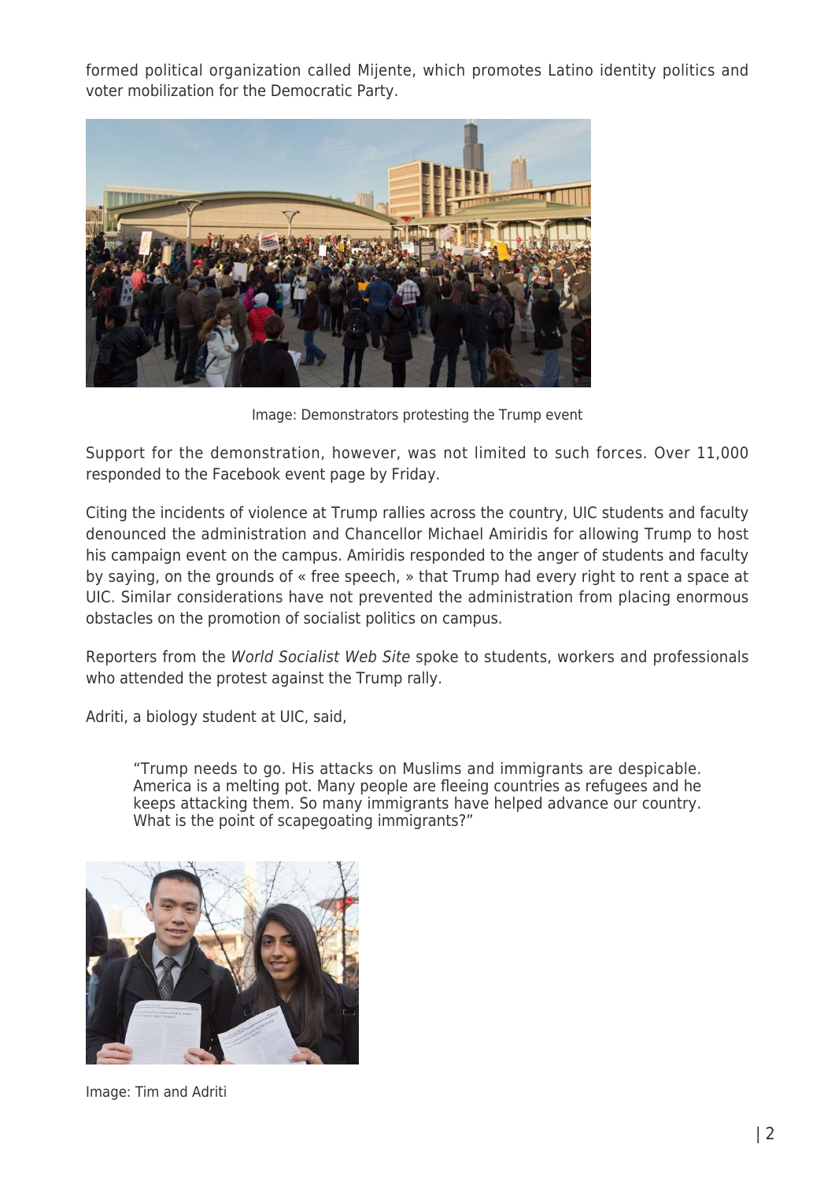formed political organization called Mijente, which promotes Latino identity politics and voter mobilization for the Democratic Party.

Image: Demonstrators protesting the Trump event

Support for the demonstration, however, was not limited to such forces. Over 11,000 responded to the Facebook event page by Friday.

Citing the incidents of violence at Trump rallies across the country, UIC students and faculty denounced the administration and Chancellor Michael Amiridis for allowing Trump to host his campaign event on the campus. Amiridis responded to the anger of students and faculty by saying, on the grounds of « free speech, » that Trump had every right to rent a space at UIC. Similar considerations have not prevented the administration from placing enormous obstacles on the promotion of socialist politics on campus.

Reporters from the *World Socialist Web Site* spoke to students, workers and professionals who attended the protest against the Trump rally.

Adriti, a biology student at UIC, said,

> "Trump needs to go. His attacks on Muslims and immigrants are despicable. America is a melting pot. Many people are fleeing countries as refugees and he keeps attacking them. So many immigrants have helped advance our country. What is the point of scapegoating immigrants?"

Image: Tim and Adriti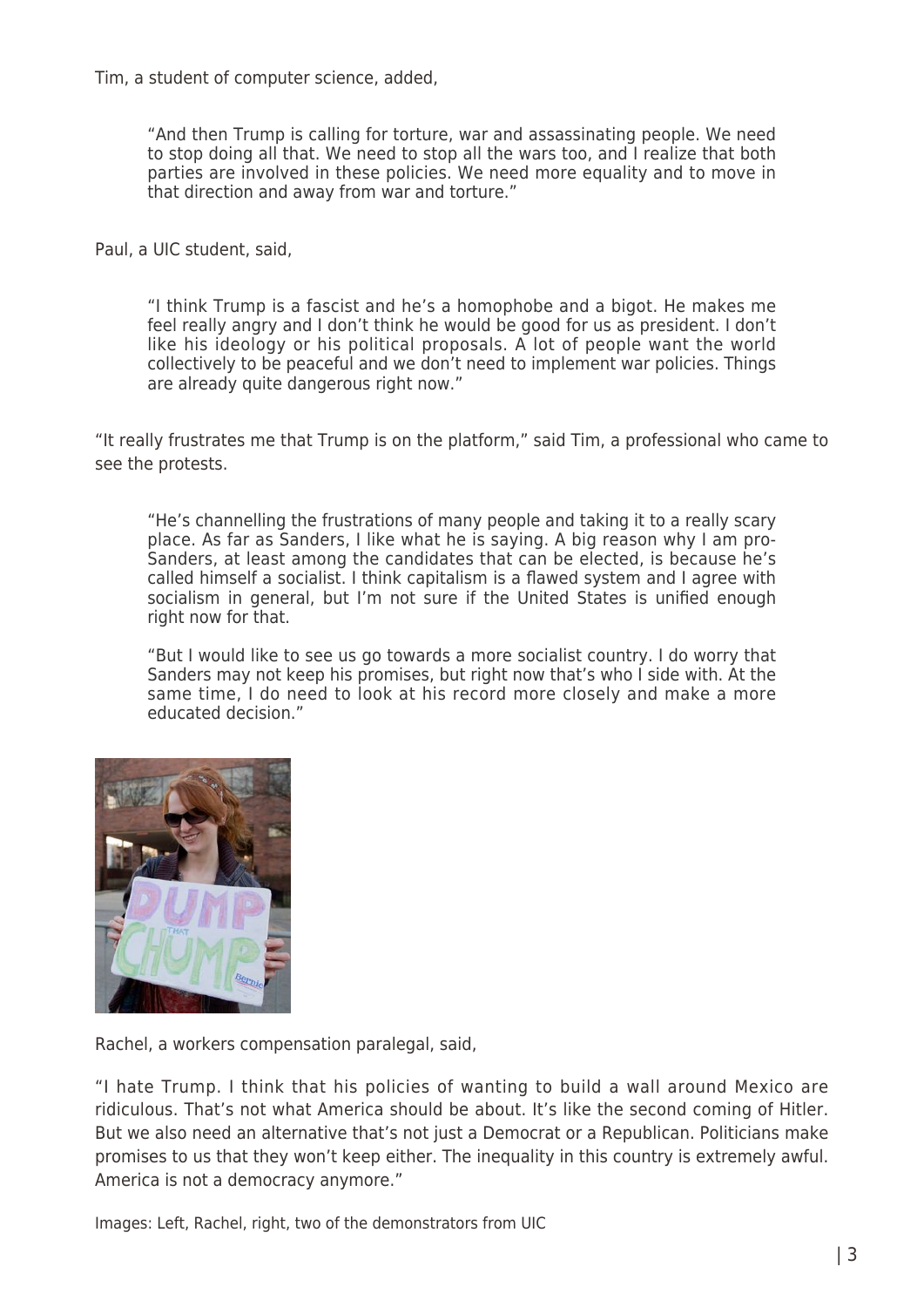Tim, a student of computer science, added,

> "And then Trump is calling for torture, war and assassinating people. We need to stop doing all that. We need to stop all the wars too, and I realize that both parties are involved in these policies. We need more equality and to move in that direction and away from war and torture."

Paul, a UIC student, said,

> "I think Trump is a fascist and he's a homophobe and a bigot. He makes me feel really angry and I don't think he would be good for us as president. I don't like his ideology or his political proposals. A lot of people want the world collectively to be peaceful and we don't need to implement war policies. Things are already quite dangerous right now."

"It really frustrates me that Trump is on the platform," said Tim, a professional who came to see the protests.

> "He's channelling the frustrations of many people and taking it to a really scary place. As far as Sanders, I like what he is saying. A big reason why I am pro-Sanders, at least among the candidates that can be elected, is because he's called himself a socialist. I think capitalism is a flawed system and I agree with socialism in general, but I'm not sure if the United States is unified enough right now for that.
>
> "But I would like to see us go towards a more socialist country. I do worry that Sanders may not keep his promises, but right now that's who I side with. At the same time, I do need to look at his record more closely and make a more educated decision."

Rachel, a workers compensation paralegal, said,

"I hate Trump. I think that his policies of wanting to build a wall around Mexico are ridiculous. That's not what America should be about. It's like the second coming of Hitler. But we also need an alternative that's not just a Democrat or a Republican. Politicians make promises to us that they won't keep either. The inequality in this country is extremely awful. America is not a democracy anymore."

Images: Left, Rachel, right, two of the demonstrators from UIC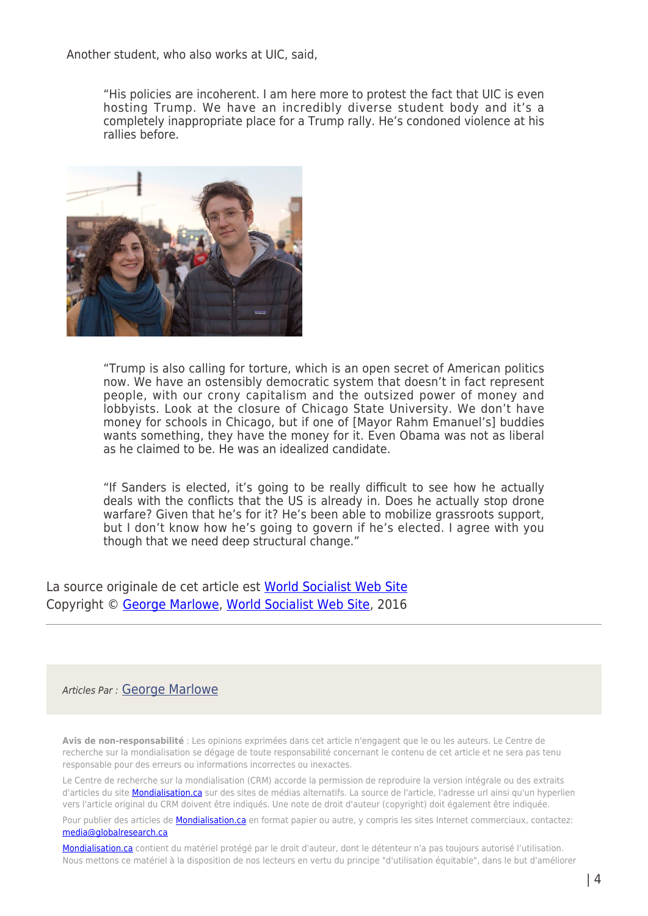Another student, who also works at UIC, said,

> "His policies are incoherent. I am here more to protest the fact that UIC is even hosting Trump. We have an incredibly diverse student body and it's a completely inappropriate place for a Trump rally. He's condoned violence at his rallies before.

> "Trump is also calling for torture, which is an open secret of American politics now. We have an ostensibly democratic system that doesn't in fact represent people, with our crony capitalism and the outsized power of money and lobbyists. Look at the closure of Chicago State University. We don't have money for schools in Chicago, but if one of [Mayor Rahm Emanuel's] buddies wants something, they have the money for it. Even Obama was not as liberal as he claimed to be. He was an idealized candidate.

> "If Sanders is elected, it's going to be really difficult to see how he actually deals with the conflicts that the US is already in. Does he actually stop drone warfare? Given that he's for it? He's been able to mobilize grassroots support, but I don't know how he's going to govern if he's elected. I agree with you though that we need deep structural change."

La source originale de cet article est World Socialist Web Site
Copyright © George Marlowe, World Socialist Web Site, 2016

---

*Articles Par :* George Marlowe

**Avis de non-responsabilité** : Les opinions exprimées dans cet article n'engagent que le ou les auteurs. Le Centre de recherche sur la mondialisation se dégage de toute responsabilité concernant le contenu de cet article et ne sera pas tenu responsable pour des erreurs ou informations incorrectes ou inexactes.

Le Centre de recherche sur la mondialisation (CRM) accorde la permission de reproduire la version intégrale ou des extraits d'articles du site Mondialisation.ca sur des sites de médias alternatifs. La source de l'article, l'adresse url ainsi qu'un hyperlien vers l'article original du CRM doivent être indiqués. Une note de droit d'auteur (copyright) doit également être indiquée.

Pour publier des articles de Mondialisation.ca en format papier ou autre, y compris les sites Internet commerciaux, contactez: media@globalresearch.ca

Mondialisation.ca contient du matériel protégé par le droit d'auteur, dont le détenteur n'a pas toujours autorisé l'utilisation. Nous mettons ce matériel à la disposition de nos lecteurs en vertu du principe "d'utilisation équitable", dans le but d'améliorer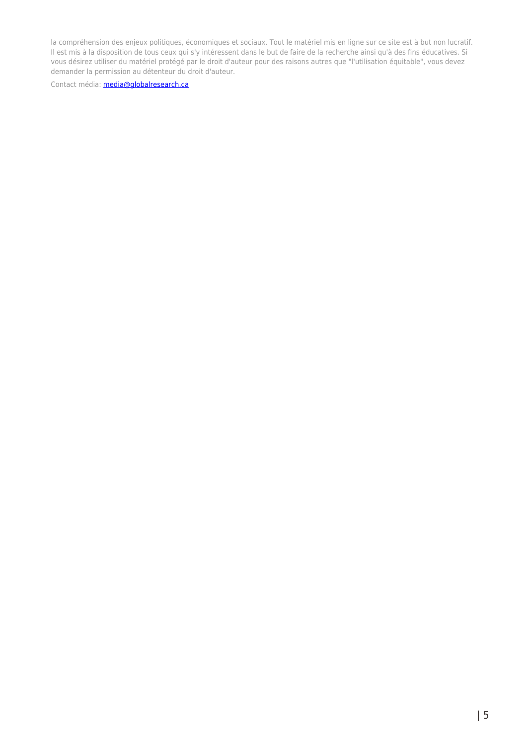la compréhension des enjeux politiques, économiques et sociaux. Tout le matériel mis en ligne sur ce site est à but non lucratif. Il est mis à la disposition de tous ceux qui s'y intéressent dans le but de faire de la recherche ainsi qu'à des fins éducatives. Si vous désirez utiliser du matériel protégé par le droit d'auteur pour des raisons autres que "l'utilisation équitable", vous devez demander la permission au détenteur du droit d'auteur.

Contact média: [media@globalresearch.ca](mailto:media@globalresearch.ca)